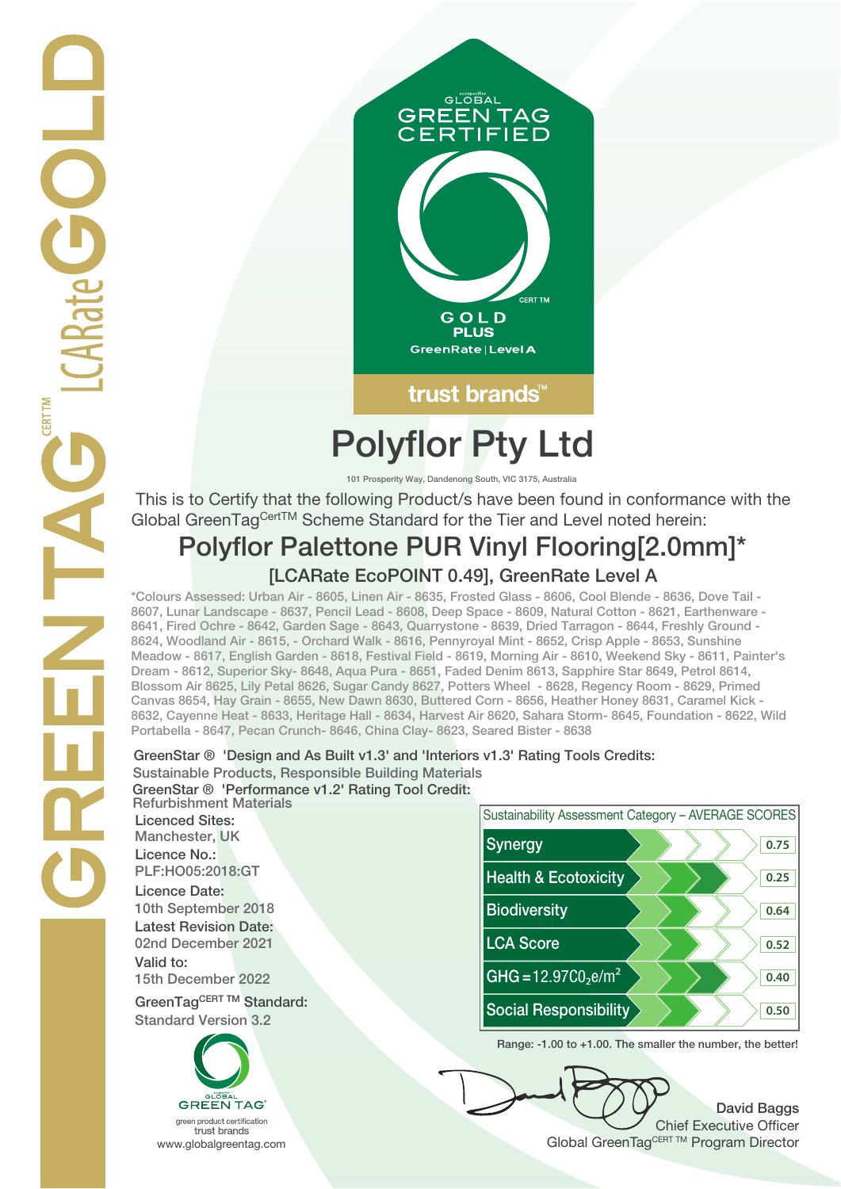GREENTAG CERT TM LCARate GOLD

GLOBAL GREEN TAG CERTIFIED

GOLD PLUS

GreenRate | Level A

trust brands™

# Polyflor Pty Ltd

101 Prosperity Way, Dandenong South, VIC 3175, Australia

This is to Certify that the following Product/s have been found in conformance with the Global GreenTag[CertTM] Scheme Standard for the Tier and Level noted herein:

## Polyflor Palettone PUR Vinyl Flooring[2.0mm]*

### [LCARate EcoPOINT 0.49], GreenRate Level A

*Colours Assessed: Urban Air - 8605, Linen Air - 8635, Frosted Glass - 8606, Cool Blende - 8636, Dove Tail - 8607, Lunar Landscape - 8637, Pencil Lead - 8608, Deep Space - 8609, Natural Cotton - 8621, Earthenware - 8641, Fired Ochre - 8642, Garden Sage - 8643, Quarrystone - 8639, Dried Tarragon - 8644, Freshly Ground - 8624, Woodland Air - 8615, - Orchard Walk - 8616, Pennyroyal Mint - 8652, Crisp Apple - 8653, Sunshine Meadow - 8617, English Garden - 8618, Festival Field - 8619, Morning Air - 8610, Weekend Sky - 8611, Painter's Dream - 8612, Superior Sky- 8648, Aqua Pura - 8651, Faded Denim 8613, Sapphire Star 8649, Petrol 8614, Blossom Air 8625, Lily Petal 8626, Sugar Candy 8627, Potters Wheel - 8628, Regency Room - 8629, Primed Canvas 8654, Hay Grain - 8655, New Dawn 8630, Buttered Corn - 8656, Heather Honey 8631, Caramel Kick - 8632, Cayenne Heat - 8633, Heritage Hall - 8634, Harvest Air 8620, Sahara Storm- 8645, Foundation - 8622, Wild Portabella - 8647, Pecan Crunch- 8646, China Clay- 8623, Seared Bister - 8638

GreenStar ® 'Design and As Built v1.3' and 'Interiors v1.3' Rating Tools Credits:
Sustainable Products, Responsible Building Materials
GreenStar ® 'Performance v1.2' Rating Tool Credit:
Refurbishment Materials

**Licenced Sites:**
Manchester, UK

**Licence No.:**
PLF:HO05:2018:GT

**Licence Date:**
10th September 2018

**Latest Revision Date:**
02nd December 2021

**Valid to:**
15th December 2022

**GreenTag[CERT TM] Standard:**
Standard Version 3.2

| Sustainability Assessment Category – AVERAGE SCORES | |
|---|---|
| Synergy | 0.75 |
| Health & Ecotoxicity | 0.25 |
| Biodiversity | 0.64 |
| LCA Score | 0.52 |
| GHG = 12.97 $CO_2e/m^2$ | 0.40 |
| Social Responsibility | 0.50 |

Range: -1.00 to +1.00. The smaller the number, the better!

GLOBAL GREEN TAG
green product certification
trust brands
www.globalgreentag.com

David Baggs
Chief Executive Officer
Global GreenTag[CERT TM] Program Director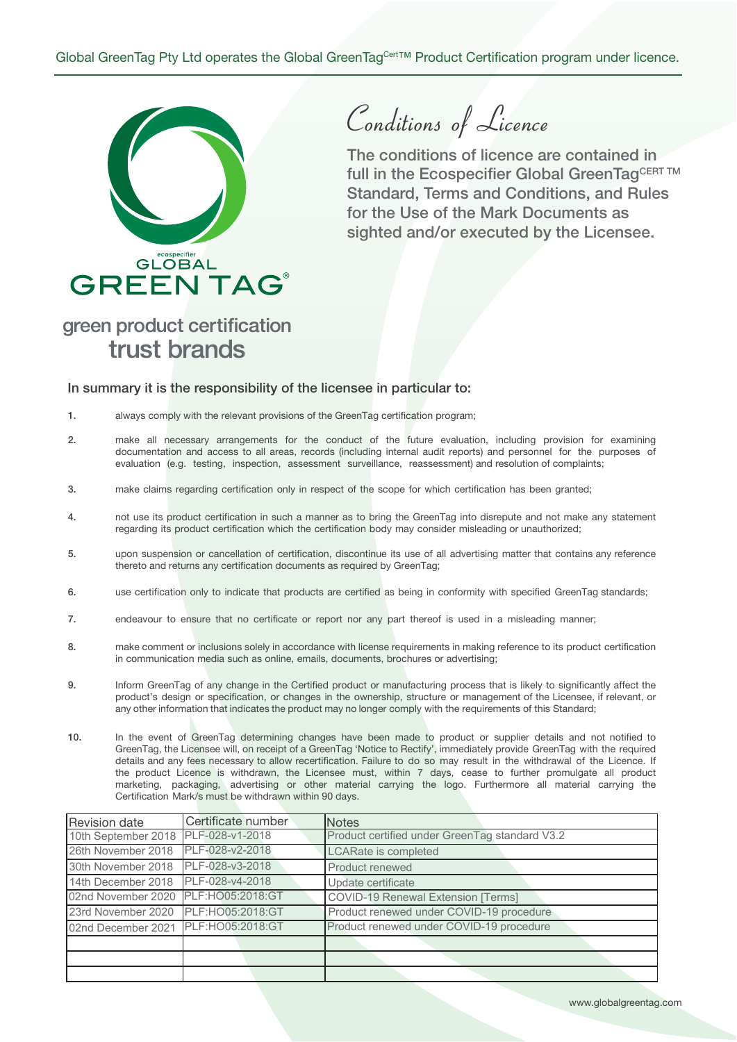Global GreenTag Pty Ltd operates the Global GreenTag[Cert™] Product Certification program under licence.

GLOBAL GREEN TAG®

ecospecifier

green product certification

trust brands

# Conditions of Licence

**The conditions of licence are contained in full in the Ecospecifier Global GreenTag[CERT TM] Standard, Terms and Conditions, and Rules for the Use of the Mark Documents as sighted and/or executed by the Licensee.**

## In summary it is the responsibility of the licensee in particular to:

1. always comply with the relevant provisions of the GreenTag certification program;
2. make all necessary arrangements for the conduct of the future evaluation, including provision for examining documentation and access to all areas, records (including internal audit reports) and personnel for the purposes of evaluation (e.g. testing, inspection, assessment surveillance, reassessment) and resolution of complaints;
3. make claims regarding certification only in respect of the scope for which certification has been granted;
4. not use its product certification in such a manner as to bring the GreenTag into disrepute and not make any statement regarding its product certification which the certification body may consider misleading or unauthorized;
5. upon suspension or cancellation of certification, discontinue its use of all advertising matter that contains any reference thereto and returns any certification documents as required by GreenTag;
6. use certification only to indicate that products are certified as being in conformity with specified GreenTag standards;
7. endeavour to ensure that no certificate or report nor any part thereof is used in a misleading manner;
8. make comment or inclusions solely in accordance with license requirements in making reference to its product certification in communication media such as online, emails, documents, brochures or advertising;
9. Inform GreenTag of any change in the Certified product or manufacturing process that is likely to significantly affect the product's design or specification, or changes in the ownership, structure or management of the Licensee, if relevant, or any other information that indicates the product may no longer comply with the requirements of this Standard;
10. In the event of GreenTag determining changes have been made to product or supplier details and not notified to GreenTag, the Licensee will, on receipt of a GreenTag 'Notice to Rectify', immediately provide GreenTag with the required details and any fees necessary to allow recertification. Failure to do so may result in the withdrawal of the Licence. If the product Licence is withdrawn, the Licensee must, within 7 days, cease to further promulgate all product marketing, packaging, advertising or other material carrying the logo. Furthermore all material carrying the Certification Mark/s must be withdrawn within 90 days.

| Revision date | Certificate number | Notes |
|---|---|---|
| 10th September 2018 | PLF-028-v1-2018 | Product certified under GreenTag standard V3.2 |
| 26th November 2018 | PLF-028-v2-2018 | LCARate is completed |
| 30th November 2018 | PLF-028-v3-2018 | Product renewed |
| 14th December 2018 | PLF-028-v4-2018 | Update certificate |
| 02nd November 2020 | PLF:HO05:2018:GT | COVID-19 Renewal Extension [Terms] |
| 23rd November 2020 | PLF:HO05:2018:GT | Product renewed under COVID-19 procedure |
| 02nd December 2021 | PLF:HO05:2018:GT | Product renewed under COVID-19 procedure |
| | | |
| | | |
| | | |

www.globalgreentag.com